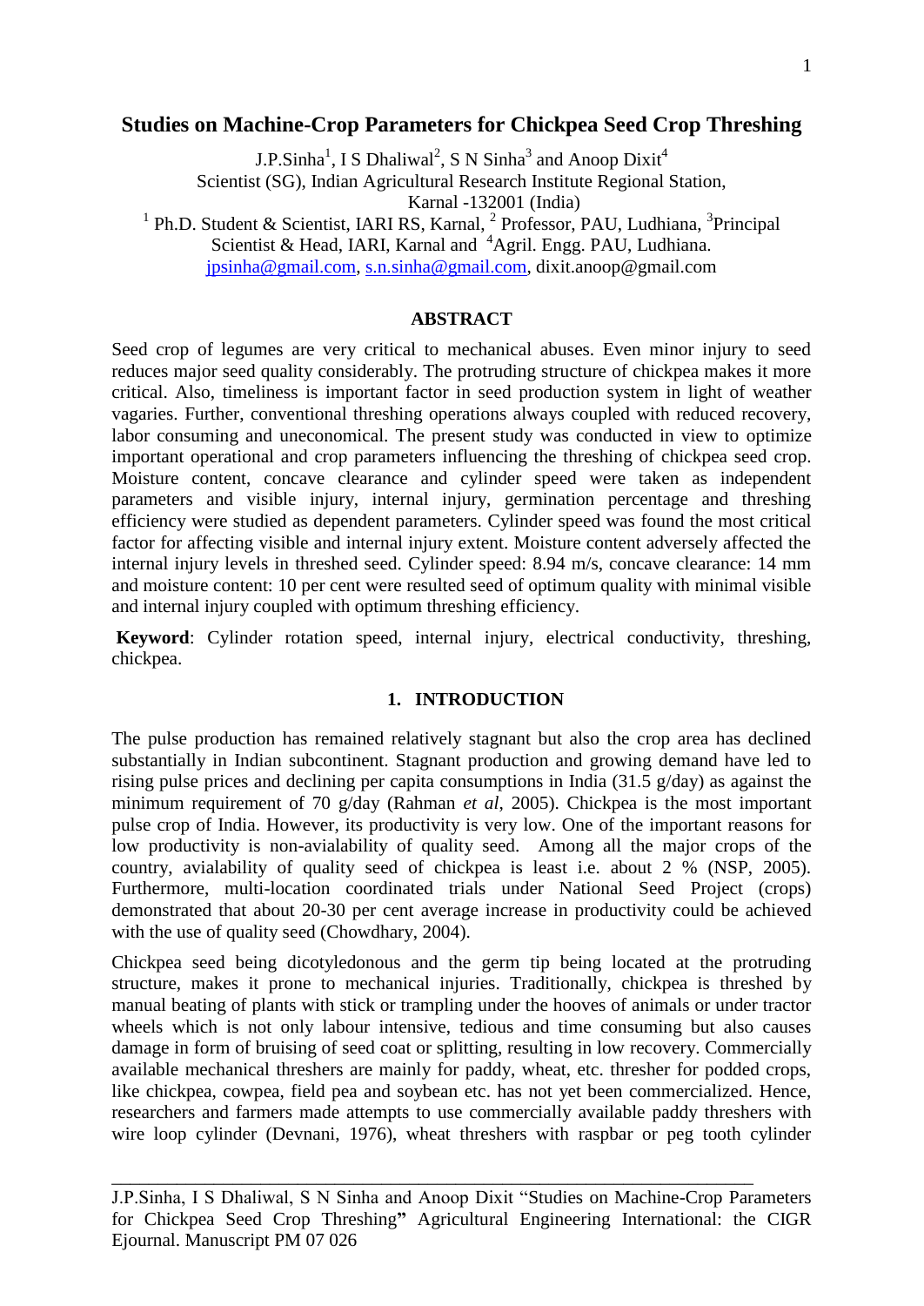# Studies on Machine-Crop Parameters for Chickpea Seed Crop Threshing

J.P.Sinha[1], I S Dhaliwal[2], S N Sinha[3] and Anoop Dixit[4]

Scientist (SG), Indian Agricultural Research Institute Regional Station, Karnal -132001 (India)

[1] Ph.D. Student & Scientist, IARI RS, Karnal, [2] Professor, PAU, Ludhiana, [3]Principal Scientist & Head, IARI, Karnal and [4]Agril. Engg. PAU, Ludhiana.

jpsinha@gmail.com, s.n.sinha@gmail.com, dixit.anoop@gmail.com

## ABSTRACT

Seed crop of legumes are very critical to mechanical abuses. Even minor injury to seed reduces major seed quality considerably. The protruding structure of chickpea makes it more critical. Also, timeliness is important factor in seed production system in light of weather vagaries. Further, conventional threshing operations always coupled with reduced recovery, labor consuming and uneconomical. The present study was conducted in view to optimize important operational and crop parameters influencing the threshing of chickpea seed crop. Moisture content, concave clearance and cylinder speed were taken as independent parameters and visible injury, internal injury, germination percentage and threshing efficiency were studied as dependent parameters. Cylinder speed was found the most critical factor for affecting visible and internal injury extent. Moisture content adversely affected the internal injury levels in threshed seed. Cylinder speed: 8.94 m/s, concave clearance: 14 mm and moisture content: 10 per cent were resulted seed of optimum quality with minimal visible and internal injury coupled with optimum threshing efficiency.

**Keyword**: Cylinder rotation speed, internal injury, electrical conductivity, threshing, chickpea.

## 1. INTRODUCTION

The pulse production has remained relatively stagnant but also the crop area has declined substantially in Indian subcontinent. Stagnant production and growing demand have led to rising pulse prices and declining per capita consumptions in India (31.5 g/day) as against the minimum requirement of 70 g/day (Rahman *et al*, 2005). Chickpea is the most important pulse crop of India. However, its productivity is very low. One of the important reasons for low productivity is non-avialability of quality seed. Among all the major crops of the country, avialability of quality seed of chickpea is least i.e. about 2 % (NSP, 2005). Furthermore, multi-location coordinated trials under National Seed Project (crops) demonstrated that about 20-30 per cent average increase in productivity could be achieved with the use of quality seed (Chowdhary, 2004).

Chickpea seed being dicotyledonous and the germ tip being located at the protruding structure, makes it prone to mechanical injuries. Traditionally, chickpea is threshed by manual beating of plants with stick or trampling under the hooves of animals or under tractor wheels which is not only labour intensive, tedious and time consuming but also causes damage in form of bruising of seed coat or splitting, resulting in low recovery. Commercially available mechanical threshers are mainly for paddy, wheat, etc. thresher for podded crops, like chickpea, cowpea, field pea and soybean etc. has not yet been commercialized. Hence, researchers and farmers made attempts to use commercially available paddy threshers with wire loop cylinder (Devnani, 1976), wheat threshers with raspbar or peg tooth cylinder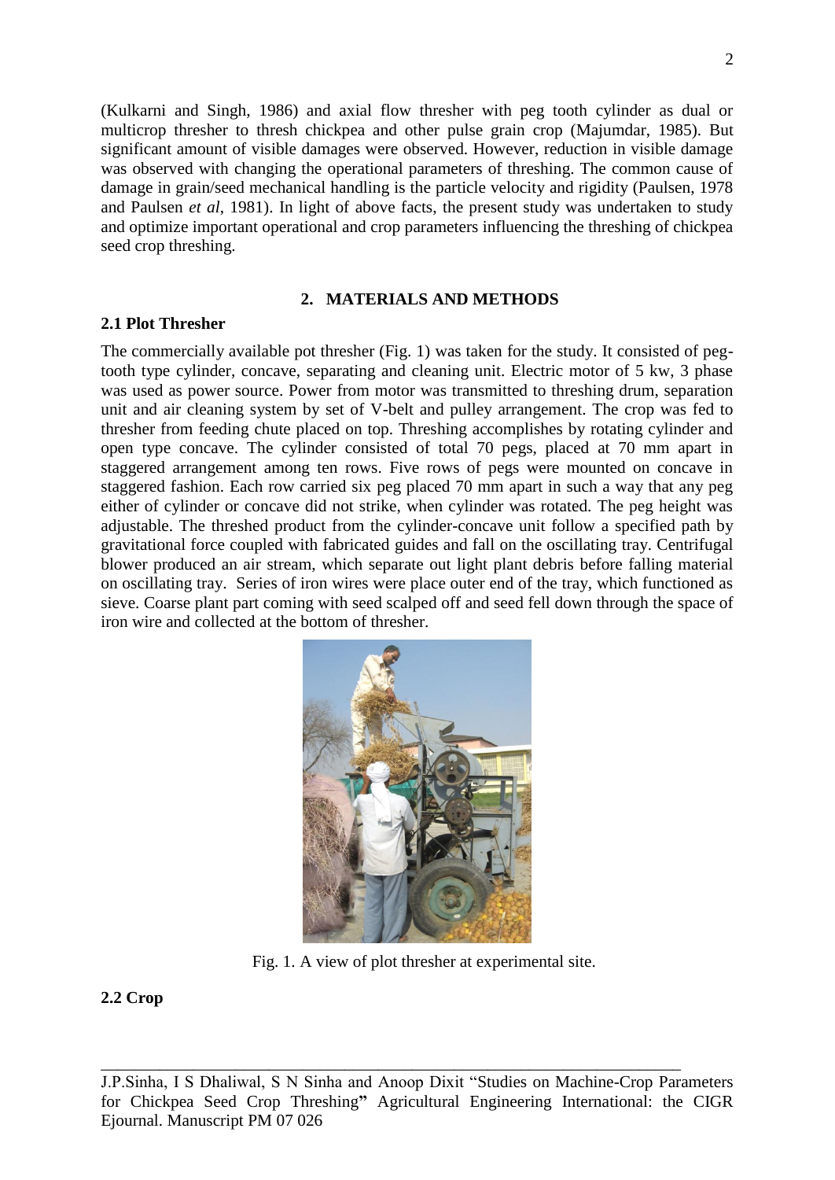(Kulkarni and Singh, 1986) and axial flow thresher with peg tooth cylinder as dual or multicrop thresher to thresh chickpea and other pulse grain crop (Majumdar, 1985). But significant amount of visible damages were observed. However, reduction in visible damage was observed with changing the operational parameters of threshing. The common cause of damage in grain/seed mechanical handling is the particle velocity and rigidity (Paulsen, 1978 and Paulsen *et al*, 1981). In light of above facts, the present study was undertaken to study and optimize important operational and crop parameters influencing the threshing of chickpea seed crop threshing.

## 2. MATERIALS AND METHODS

### 2.1 Plot Thresher

The commercially available pot thresher (Fig. 1) was taken for the study. It consisted of peg-tooth type cylinder, concave, separating and cleaning unit. Electric motor of 5 kw, 3 phase was used as power source. Power from motor was transmitted to threshing drum, separation unit and air cleaning system by set of V-belt and pulley arrangement. The crop was fed to thresher from feeding chute placed on top. Threshing accomplishes by rotating cylinder and open type concave. The cylinder consisted of total 70 pegs, placed at 70 mm apart in staggered arrangement among ten rows. Five rows of pegs were mounted on concave in staggered fashion. Each row carried six peg placed 70 mm apart in such a way that any peg either of cylinder or concave did not strike, when cylinder was rotated. The peg height was adjustable. The threshed product from the cylinder-concave unit follow a specified path by gravitational force coupled with fabricated guides and fall on the oscillating tray. Centrifugal blower produced an air stream, which separate out light plant debris before falling material on oscillating tray. Series of iron wires were place outer end of the tray, which functioned as sieve. Coarse plant part coming with seed scalped off and seed fell down through the space of iron wire and collected at the bottom of thresher.

Fig. 1. A view of plot thresher at experimental site.

### 2.2 Crop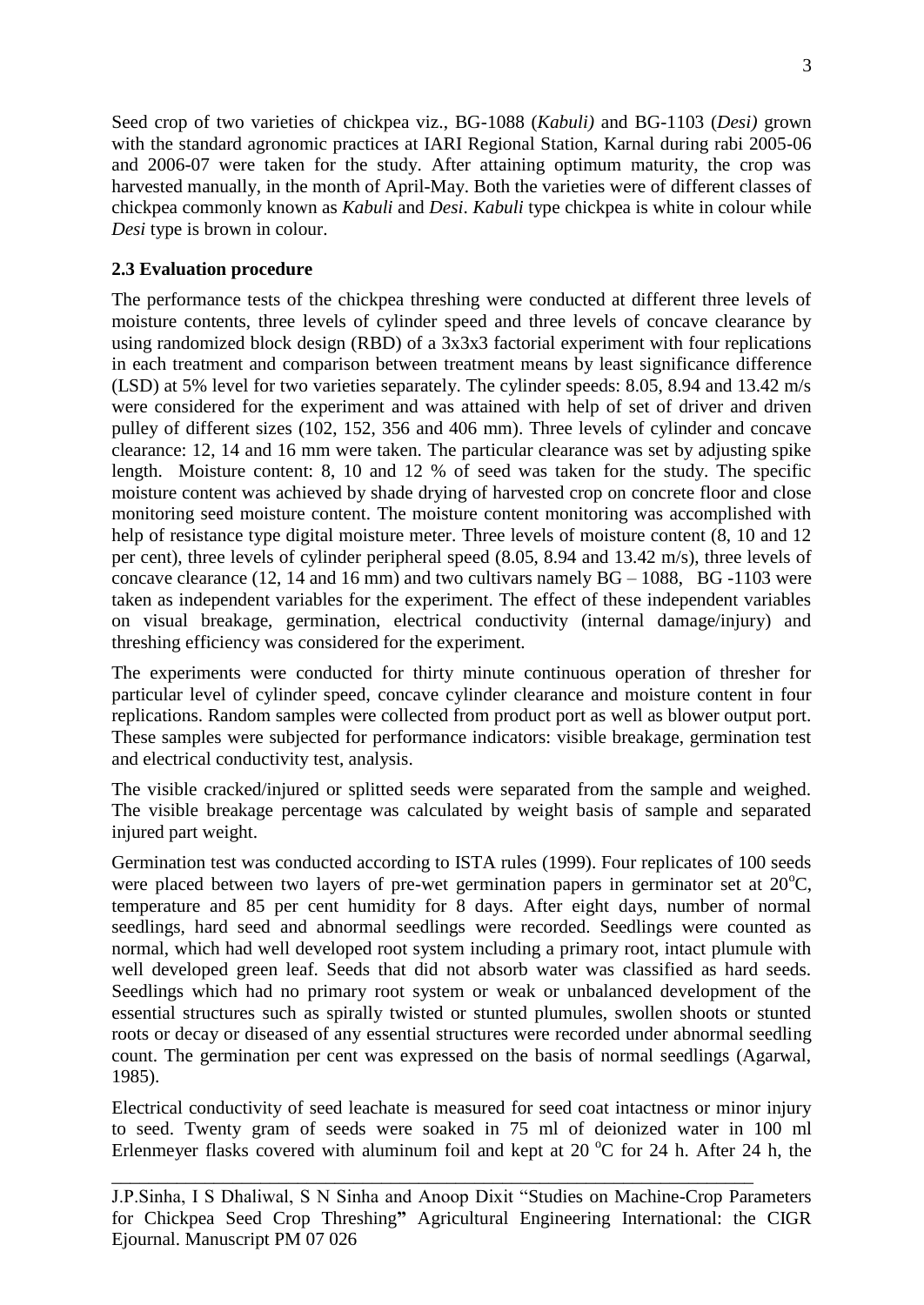Seed crop of two varieties of chickpea viz., BG-1088 (*Kabuli)* and BG-1103 (*Desi)* grown with the standard agronomic practices at IARI Regional Station, Karnal during rabi 2005-06 and 2006-07 were taken for the study. After attaining optimum maturity, the crop was harvested manually, in the month of April-May. Both the varieties were of different classes of chickpea commonly known as *Kabuli* and *Desi*. *Kabuli* type chickpea is white in colour while *Desi* type is brown in colour.

**2.3 Evaluation procedure**

The performance tests of the chickpea threshing were conducted at different three levels of moisture contents, three levels of cylinder speed and three levels of concave clearance by using randomized block design (RBD) of a 3x3x3 factorial experiment with four replications in each treatment and comparison between treatment means by least significance difference (LSD) at 5% level for two varieties separately. The cylinder speeds: 8.05, 8.94 and 13.42 m/s were considered for the experiment and was attained with help of set of driver and driven pulley of different sizes (102, 152, 356 and 406 mm). Three levels of cylinder and concave clearance: 12, 14 and 16 mm were taken. The particular clearance was set by adjusting spike length. Moisture content: 8, 10 and 12 % of seed was taken for the study. The specific moisture content was achieved by shade drying of harvested crop on concrete floor and close monitoring seed moisture content. The moisture content monitoring was accomplished with help of resistance type digital moisture meter. Three levels of moisture content (8, 10 and 12 per cent), three levels of cylinder peripheral speed (8.05, 8.94 and 13.42 m/s), three levels of concave clearance (12, 14 and 16 mm) and two cultivars namely BG – 1088, BG -1103 were taken as independent variables for the experiment. The effect of these independent variables on visual breakage, germination, electrical conductivity (internal damage/injury) and threshing efficiency was considered for the experiment.

The experiments were conducted for thirty minute continuous operation of thresher for particular level of cylinder speed, concave cylinder clearance and moisture content in four replications. Random samples were collected from product port as well as blower output port. These samples were subjected for performance indicators: visible breakage, germination test and electrical conductivity test, analysis.

The visible cracked/injured or splitted seeds were separated from the sample and weighed. The visible breakage percentage was calculated by weight basis of sample and separated injured part weight.

Germination test was conducted according to ISTA rules (1999). Four replicates of 100 seeds were placed between two layers of pre-wet germination papers in germinator set at $20^{o}$C, temperature and 85 per cent humidity for 8 days. After eight days, number of normal seedlings, hard seed and abnormal seedlings were recorded. Seedlings were counted as normal, which had well developed root system including a primary root, intact plumule with well developed green leaf. Seeds that did not absorb water was classified as hard seeds. Seedlings which had no primary root system or weak or unbalanced development of the essential structures such as spirally twisted or stunted plumules, swollen shoots or stunted roots or decay or diseased of any essential structures were recorded under abnormal seedling count. The germination per cent was expressed on the basis of normal seedlings (Agarwal, 1985).

Electrical conductivity of seed leachate is measured for seed coat intactness or minor injury to seed. Twenty gram of seeds were soaked in 75 ml of deionized water in 100 ml Erlenmeyer flasks covered with aluminum foil and kept at 20 $^{o}$C for 24 h. After 24 h, the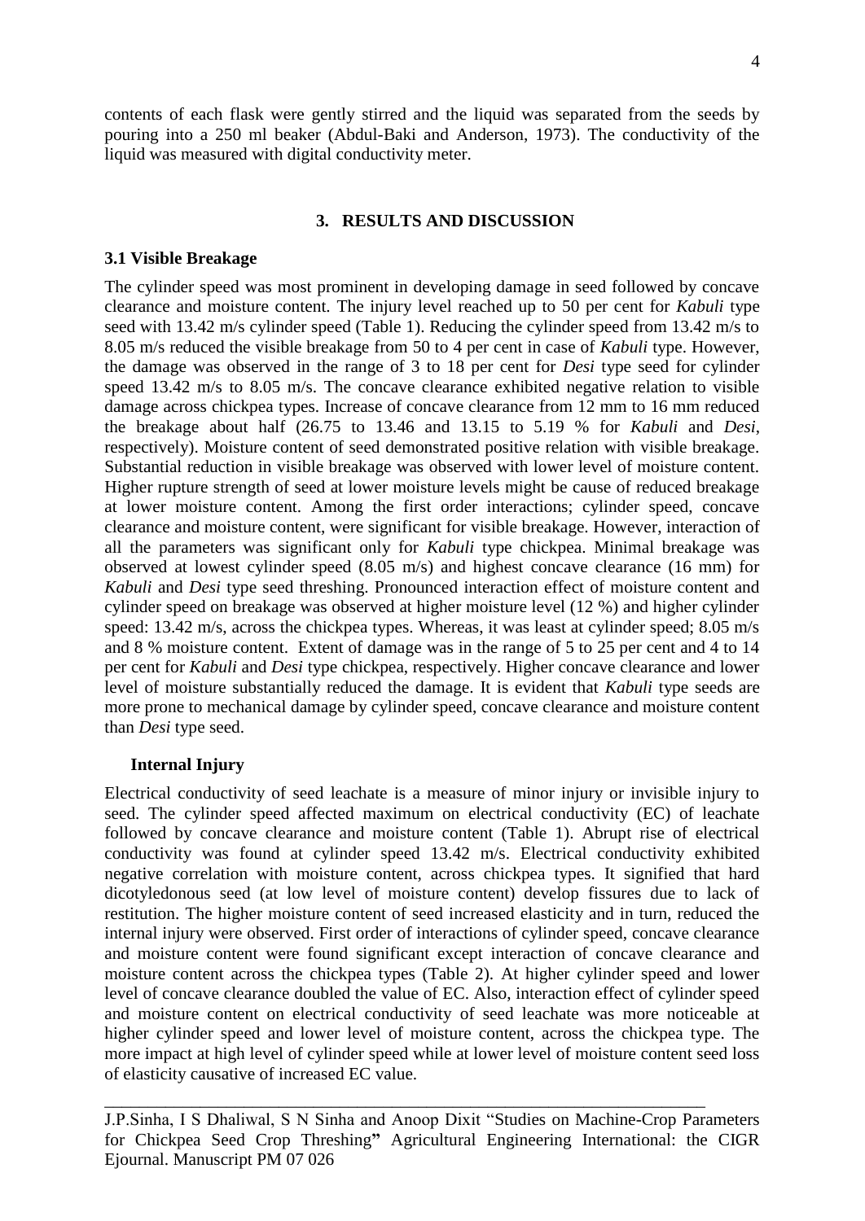contents of each flask were gently stirred and the liquid was separated from the seeds by pouring into a 250 ml beaker (Abdul-Baki and Anderson, 1973). The conductivity of the liquid was measured with digital conductivity meter.

## 3. RESULTS AND DISCUSSION

### 3.1 Visible Breakage

The cylinder speed was most prominent in developing damage in seed followed by concave clearance and moisture content. The injury level reached up to 50 per cent for *Kabuli* type seed with 13.42 m/s cylinder speed (Table 1). Reducing the cylinder speed from 13.42 m/s to 8.05 m/s reduced the visible breakage from 50 to 4 per cent in case of *Kabuli* type. However, the damage was observed in the range of 3 to 18 per cent for *Desi* type seed for cylinder speed 13.42 m/s to 8.05 m/s. The concave clearance exhibited negative relation to visible damage across chickpea types. Increase of concave clearance from 12 mm to 16 mm reduced the breakage about half (26.75 to 13.46 and 13.15 to 5.19 % for *Kabuli* and *Desi*, respectively). Moisture content of seed demonstrated positive relation with visible breakage. Substantial reduction in visible breakage was observed with lower level of moisture content. Higher rupture strength of seed at lower moisture levels might be cause of reduced breakage at lower moisture content. Among the first order interactions; cylinder speed, concave clearance and moisture content, were significant for visible breakage. However, interaction of all the parameters was significant only for *Kabuli* type chickpea. Minimal breakage was observed at lowest cylinder speed (8.05 m/s) and highest concave clearance (16 mm) for *Kabuli* and *Desi* type seed threshing. Pronounced interaction effect of moisture content and cylinder speed on breakage was observed at higher moisture level (12 %) and higher cylinder speed: 13.42 m/s, across the chickpea types. Whereas, it was least at cylinder speed; 8.05 m/s and 8 % moisture content. Extent of damage was in the range of 5 to 25 per cent and 4 to 14 per cent for *Kabuli* and *Desi* type chickpea, respectively. Higher concave clearance and lower level of moisture substantially reduced the damage. It is evident that *Kabuli* type seeds are more prone to mechanical damage by cylinder speed, concave clearance and moisture content than *Desi* type seed.

### Internal Injury

Electrical conductivity of seed leachate is a measure of minor injury or invisible injury to seed. The cylinder speed affected maximum on electrical conductivity (EC) of leachate followed by concave clearance and moisture content (Table 1). Abrupt rise of electrical conductivity was found at cylinder speed 13.42 m/s. Electrical conductivity exhibited negative correlation with moisture content, across chickpea types. It signified that hard dicotyledonous seed (at low level of moisture content) develop fissures due to lack of restitution. The higher moisture content of seed increased elasticity and in turn, reduced the internal injury were observed. First order of interactions of cylinder speed, concave clearance and moisture content were found significant except interaction of concave clearance and moisture content across the chickpea types (Table 2). At higher cylinder speed and lower level of concave clearance doubled the value of EC. Also, interaction effect of cylinder speed and moisture content on electrical conductivity of seed leachate was more noticeable at higher cylinder speed and lower level of moisture content, across the chickpea type. The more impact at high level of cylinder speed while at lower level of moisture content seed loss of elasticity causative of increased EC value.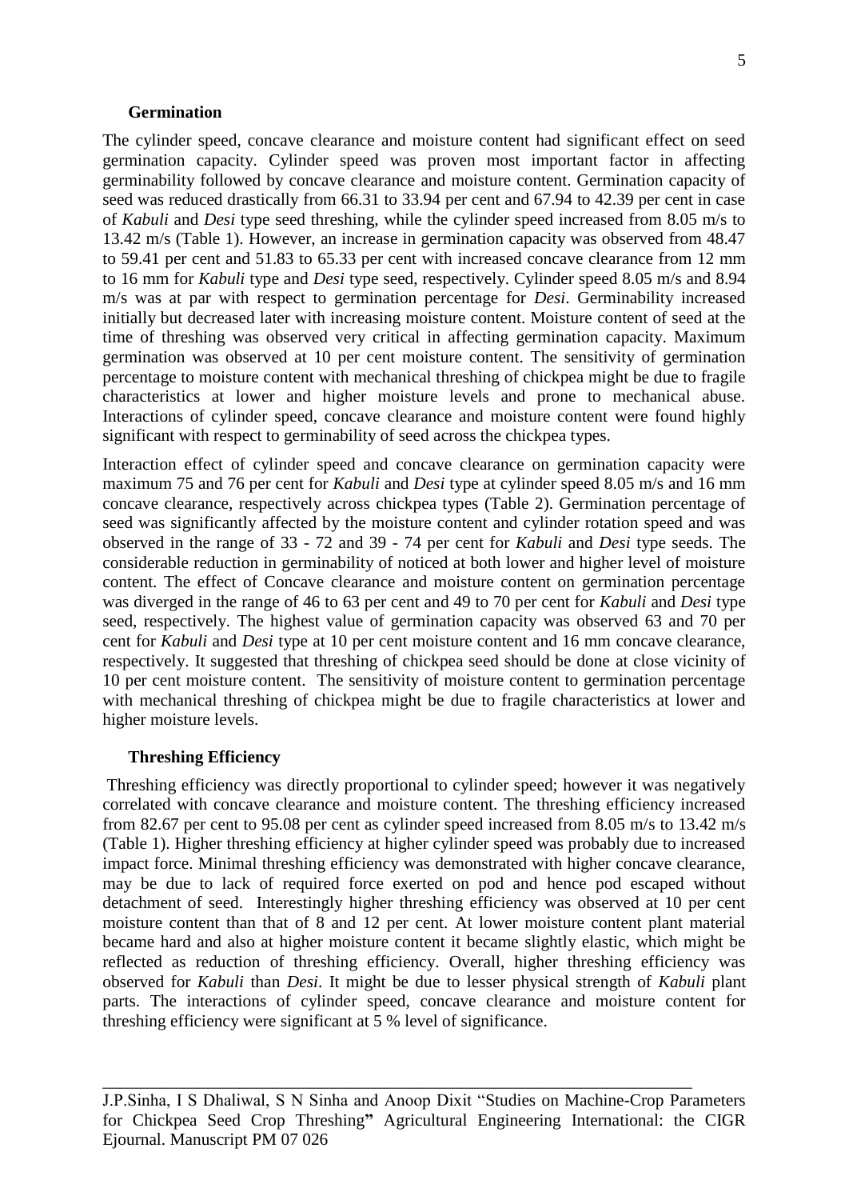### Germination

The cylinder speed, concave clearance and moisture content had significant effect on seed germination capacity. Cylinder speed was proven most important factor in affecting germinability followed by concave clearance and moisture content. Germination capacity of seed was reduced drastically from 66.31 to 33.94 per cent and 67.94 to 42.39 per cent in case of *Kabuli* and *Desi* type seed threshing, while the cylinder speed increased from 8.05 m/s to 13.42 m/s (Table 1). However, an increase in germination capacity was observed from 48.47 to 59.41 per cent and 51.83 to 65.33 per cent with increased concave clearance from 12 mm to 16 mm for *Kabuli* type and *Desi* type seed, respectively. Cylinder speed 8.05 m/s and 8.94 m/s was at par with respect to germination percentage for *Desi*. Germinability increased initially but decreased later with increasing moisture content. Moisture content of seed at the time of threshing was observed very critical in affecting germination capacity. Maximum germination was observed at 10 per cent moisture content. The sensitivity of germination percentage to moisture content with mechanical threshing of chickpea might be due to fragile characteristics at lower and higher moisture levels and prone to mechanical abuse. Interactions of cylinder speed, concave clearance and moisture content were found highly significant with respect to germinability of seed across the chickpea types.

Interaction effect of cylinder speed and concave clearance on germination capacity were maximum 75 and 76 per cent for *Kabuli* and *Desi* type at cylinder speed 8.05 m/s and 16 mm concave clearance, respectively across chickpea types (Table 2). Germination percentage of seed was significantly affected by the moisture content and cylinder rotation speed and was observed in the range of 33 - 72 and 39 - 74 per cent for *Kabuli* and *Desi* type seeds. The considerable reduction in germinability of noticed at both lower and higher level of moisture content. The effect of Concave clearance and moisture content on germination percentage was diverged in the range of 46 to 63 per cent and 49 to 70 per cent for *Kabuli* and *Desi* type seed, respectively. The highest value of germination capacity was observed 63 and 70 per cent for *Kabuli* and *Desi* type at 10 per cent moisture content and 16 mm concave clearance, respectively. It suggested that threshing of chickpea seed should be done at close vicinity of 10 per cent moisture content. The sensitivity of moisture content to germination percentage with mechanical threshing of chickpea might be due to fragile characteristics at lower and higher moisture levels.

### Threshing Efficiency

Threshing efficiency was directly proportional to cylinder speed; however it was negatively correlated with concave clearance and moisture content. The threshing efficiency increased from 82.67 per cent to 95.08 per cent as cylinder speed increased from 8.05 m/s to 13.42 m/s (Table 1). Higher threshing efficiency at higher cylinder speed was probably due to increased impact force. Minimal threshing efficiency was demonstrated with higher concave clearance, may be due to lack of required force exerted on pod and hence pod escaped without detachment of seed. Interestingly higher threshing efficiency was observed at 10 per cent moisture content than that of 8 and 12 per cent. At lower moisture content plant material became hard and also at higher moisture content it became slightly elastic, which might be reflected as reduction of threshing efficiency. Overall, higher threshing efficiency was observed for *Kabuli* than *Desi*. It might be due to lesser physical strength of *Kabuli* plant parts. The interactions of cylinder speed, concave clearance and moisture content for threshing efficiency were significant at 5 % level of significance.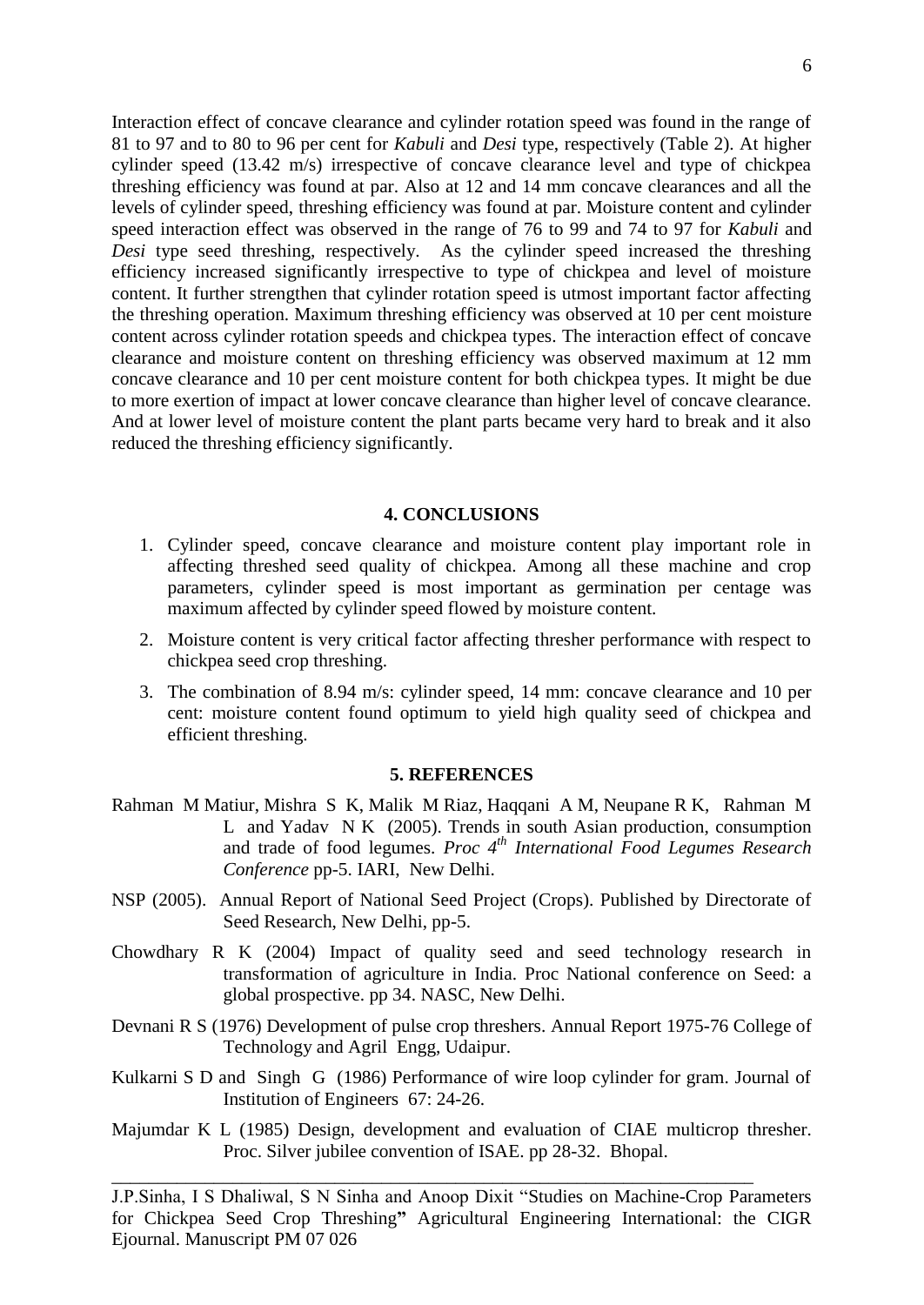Interaction effect of concave clearance and cylinder rotation speed was found in the range of 81 to 97 and to 80 to 96 per cent for *Kabuli* and *Desi* type, respectively (Table 2). At higher cylinder speed (13.42 m/s) irrespective of concave clearance level and type of chickpea threshing efficiency was found at par. Also at 12 and 14 mm concave clearances and all the levels of cylinder speed, threshing efficiency was found at par. Moisture content and cylinder speed interaction effect was observed in the range of 76 to 99 and 74 to 97 for *Kabuli* and *Desi* type seed threshing, respectively. As the cylinder speed increased the threshing efficiency increased significantly irrespective to type of chickpea and level of moisture content. It further strengthen that cylinder rotation speed is utmost important factor affecting the threshing operation. Maximum threshing efficiency was observed at 10 per cent moisture content across cylinder rotation speeds and chickpea types. The interaction effect of concave clearance and moisture content on threshing efficiency was observed maximum at 12 mm concave clearance and 10 per cent moisture content for both chickpea types. It might be due to more exertion of impact at lower concave clearance than higher level of concave clearance. And at lower level of moisture content the plant parts became very hard to break and it also reduced the threshing efficiency significantly.

## 4. CONCLUSIONS

1. Cylinder speed, concave clearance and moisture content play important role in affecting threshed seed quality of chickpea. Among all these machine and crop parameters, cylinder speed is most important as germination per centage was maximum affected by cylinder speed flowed by moisture content.
2. Moisture content is very critical factor affecting thresher performance with respect to chickpea seed crop threshing.
3. The combination of 8.94 m/s: cylinder speed, 14 mm: concave clearance and 10 per cent: moisture content found optimum to yield high quality seed of chickpea and efficient threshing.

## 5. REFERENCES

Rahman M Matiur, Mishra S K, Malik M Riaz, Haqqani A M, Neupane R K, Rahman M L and Yadav N K (2005). Trends in south Asian production, consumption and trade of food legumes. *Proc 4th International Food Legumes Research Conference* pp-5. IARI, New Delhi.

NSP (2005). Annual Report of National Seed Project (Crops). Published by Directorate of Seed Research, New Delhi, pp-5.

Chowdhary R K (2004) Impact of quality seed and seed technology research in transformation of agriculture in India. Proc National conference on Seed: a global prospective. pp 34. NASC, New Delhi.

Devnani R S (1976) Development of pulse crop threshers. Annual Report 1975-76 College of Technology and Agril Engg, Udaipur.

Kulkarni S D and Singh G (1986) Performance of wire loop cylinder for gram. Journal of Institution of Engineers 67: 24-26.

Majumdar K L (1985) Design, development and evaluation of CIAE multicrop thresher. Proc. Silver jubilee convention of ISAE. pp 28-32. Bhopal.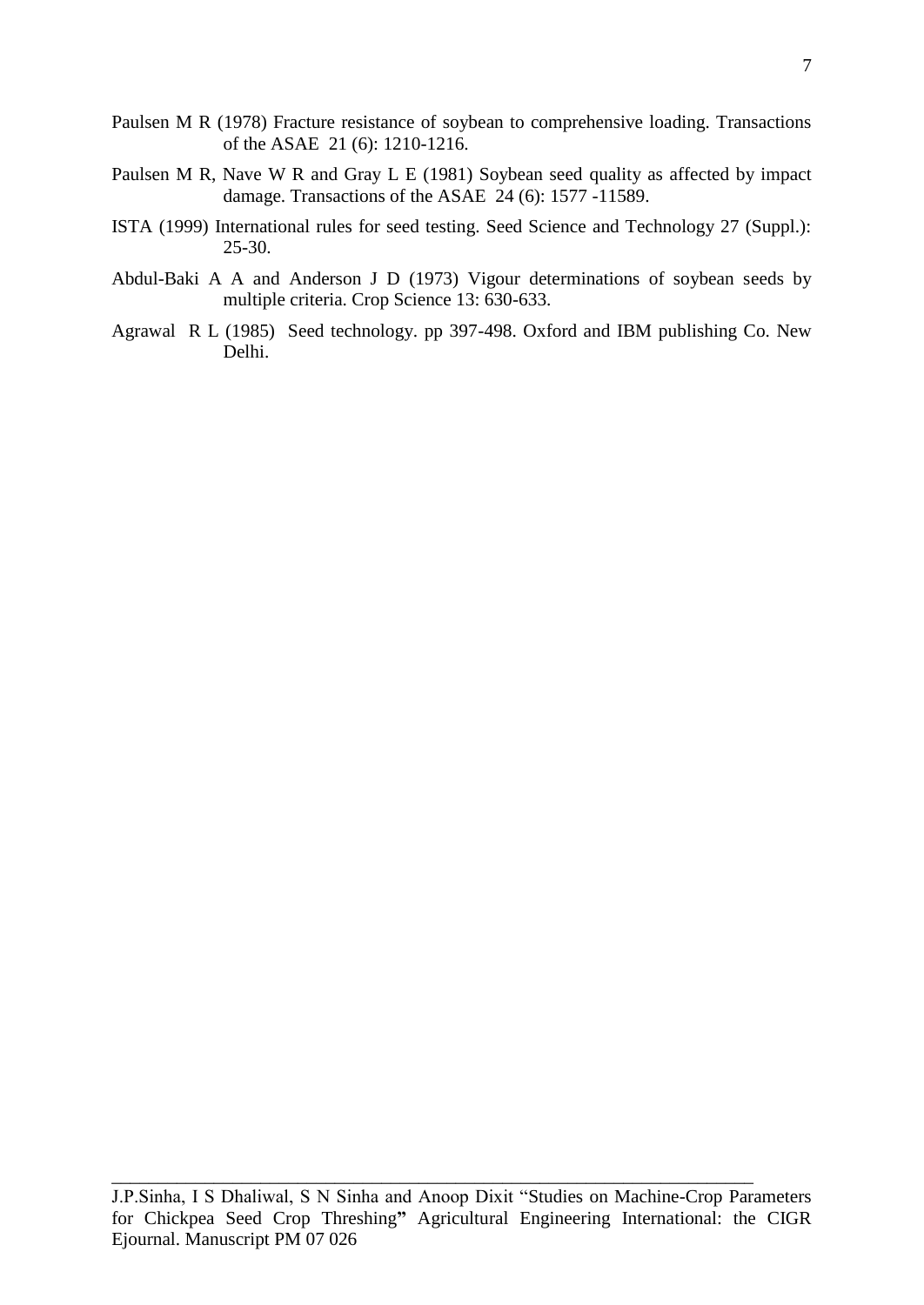Paulsen M R (1978) Fracture resistance of soybean to comprehensive loading. Transactions of the ASAE 21 (6): 1210-1216.

Paulsen M R, Nave W R and Gray L E (1981) Soybean seed quality as affected by impact damage. Transactions of the ASAE 24 (6): 1577 -11589.

ISTA (1999) International rules for seed testing. Seed Science and Technology 27 (Suppl.): 25-30.

Abdul-Baki A A and Anderson J D (1973) Vigour determinations of soybean seeds by multiple criteria. Crop Science 13: 630-633.

Agrawal R L (1985) Seed technology. pp 397-498. Oxford and IBM publishing Co. New Delhi.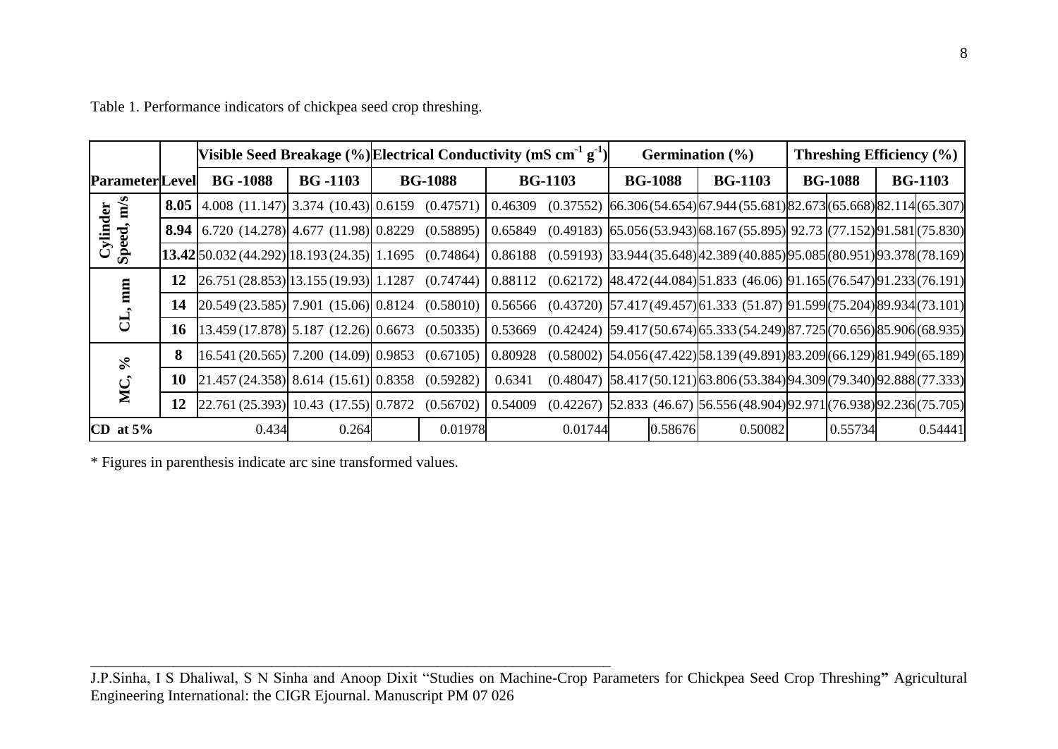Table 1. Performance indicators of chickpea seed crop threshing.

| Parameter | Level | Visible Seed Breakage (%) | | Electrical Conductivity (mS cm$^{-1}$ g$^{-1}$) | | Germination (%) | | Threshing Efficiency (%) | |
|---|---|---|---|---|---|---|---|---|---|
| | | BG -1088 | BG -1103 | BG-1088 | BG-1103 | BG-1088 | BG-1103 | BG-1088 | BG-1103 |
| Cylinder Speed, m/s | 8.05 | 4.008 (11.147) | 3.374 (10.43) | 0.6159 (0.47571) | 0.46309 (0.37552) | 66.306 (54.654) | 67.944 (55.681) | 82.673 (65.668) | 82.114 (65.307) |
| | 8.94 | 6.720 (14.278) | 4.677 (11.98) | 0.8229 (0.58895) | 0.65849 (0.49183) | 65.056 (53.943) | 68.167 (55.895) | 92.73 (77.152) | 91.581 (75.830) |
| | 13.42 | 50.032 (44.292) | 18.193 (24.35) | 1.1695 (0.74864) | 0.86188 (0.59193) | 33.944 (35.648) | 42.389 (40.885) | 95.085 (80.951) | 93.378 (78.169) |
| CL, mm | 12 | 26.751 (28.853) | 13.155 (19.93) | 1.1287 (0.74744) | 0.88112 (0.62172) | 48.472 (44.084) | 51.833 (46.06) | 91.165 (76.547) | 91.233 (76.191) |
| | 14 | 20.549 (23.585) | 7.901 (15.06) | 0.8124 (0.58010) | 0.56566 (0.43720) | 57.417 (49.457) | 61.333 (51.87) | 91.599 (75.204) | 89.934 (73.101) |
| | 16 | 13.459 (17.878) | 5.187 (12.26) | 0.6673 (0.50335) | 0.53669 (0.42424) | 59.417 (50.674) | 65.333 (54.249) | 87.725 (70.656) | 85.906 (68.935) |
| MC, % | 8 | 16.541 (20.565) | 7.200 (14.09) | 0.9853 (0.67105) | 0.80928 (0.58002) | 54.056 (47.422) | 58.139 (49.891) | 83.209 (66.129) | 81.949 (65.189) |
| | 10 | 21.457 (24.358) | 8.614 (15.61) | 0.8358 (0.59282) | 0.6341 (0.48047) | 58.417 (50.121) | 63.806 (53.384) | 94.309 (79.340) | 92.888 (77.333) |
| | 12 | 22.761 (25.393) | 10.43 (17.55) | 0.7872 (0.56702) | 0.54009 (0.42267) | 52.833 (46.67) | 56.556 (48.904) | 92.971 (76.938) | 92.236 (75.705) |
| CD at 5% | | 0.434 | 0.264 | 0.01978 | 0.01744 | 0.58676 | 0.50082 | 0.55734 | 0.54441 |

* Figures in parenthesis indicate arc sine transformed values.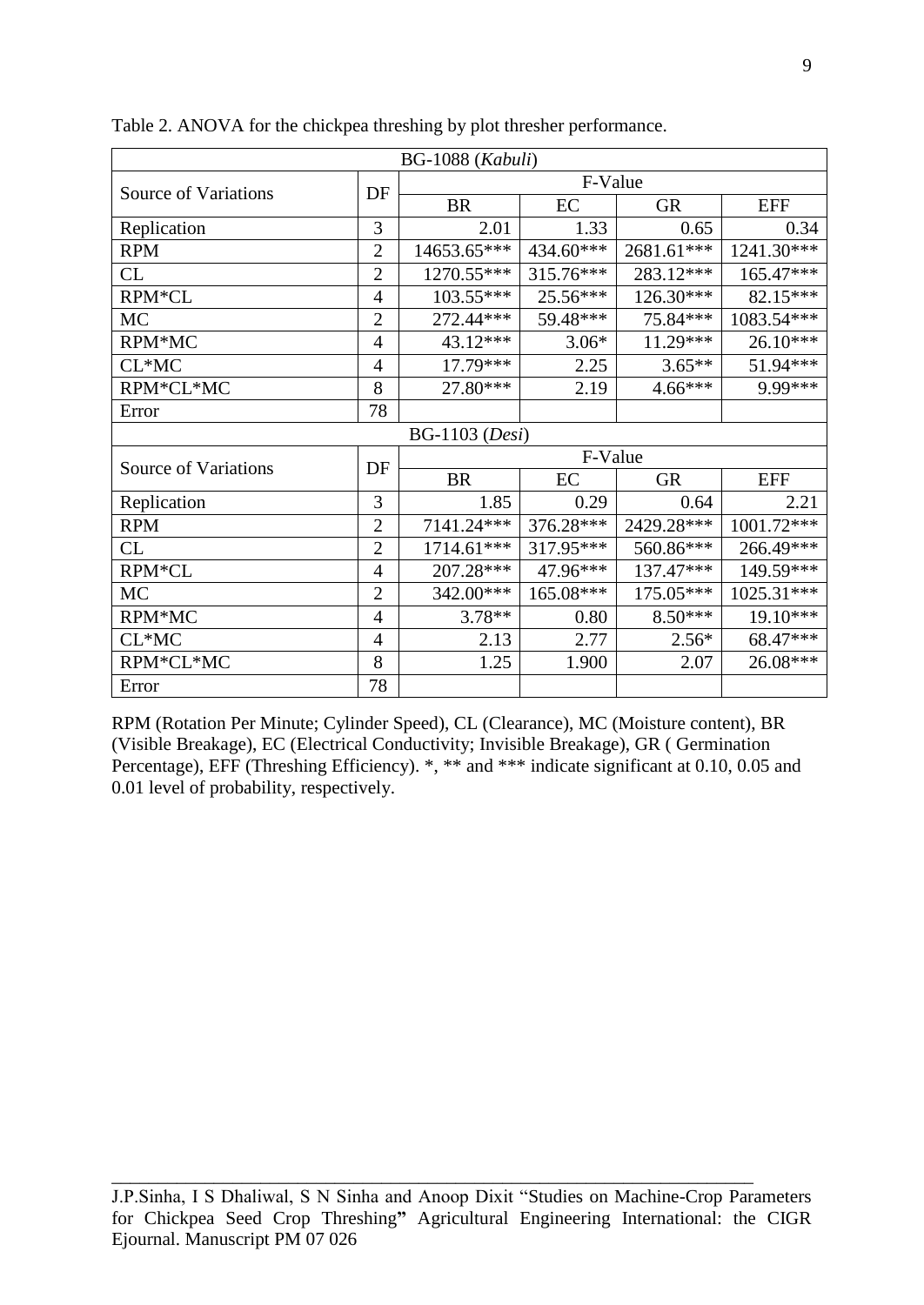Table 2. ANOVA for the chickpea threshing by plot thresher performance.

| BG-1088 (*Kabuli*) | | | | | |
|---|---|---|---|---|---|
| Source of Variations | DF | F-Value | | | |
| | | BR | EC | GR | EFF |
| Replication | 3 | 2.01 | 1.33 | 0.65 | 0.34 |
| RPM | 2 | 14653.65*** | 434.60*** | 2681.61*** | 1241.30*** |
| CL | 2 | 1270.55*** | 315.76*** | 283.12*** | 165.47*** |
| RPM*CL | 4 | 103.55*** | 25.56*** | 126.30*** | 82.15*** |
| MC | 2 | 272.44*** | 59.48*** | 75.84*** | 1083.54*** |
| RPM*MC | 4 | 43.12*** | 3.06* | 11.29*** | 26.10*** |
| CL*MC | 4 | 17.79*** | 2.25 | 3.65** | 51.94*** |
| RPM*CL*MC | 8 | 27.80*** | 2.19 | 4.66*** | 9.99*** |
| Error | 78 | | | | |
| BG-1103 (*Desi*) | | | | | |
| Source of Variations | DF | F-Value | | | |
| | | BR | EC | GR | EFF |
| Replication | 3 | 1.85 | 0.29 | 0.64 | 2.21 |
| RPM | 2 | 7141.24*** | 376.28*** | 2429.28*** | 1001.72*** |
| CL | 2 | 1714.61*** | 317.95*** | 560.86*** | 266.49*** |
| RPM*CL | 4 | 207.28*** | 47.96*** | 137.47*** | 149.59*** |
| MC | 2 | 342.00*** | 165.08*** | 175.05*** | 1025.31*** |
| RPM*MC | 4 | 3.78** | 0.80 | 8.50*** | 19.10*** |
| CL*MC | 4 | 2.13 | 2.77 | 2.56* | 68.47*** |
| RPM*CL*MC | 8 | 1.25 | 1.900 | 2.07 | 26.08*** |
| Error | 78 | | | | |

RPM (Rotation Per Minute; Cylinder Speed), CL (Clearance), MC (Moisture content), BR (Visible Breakage), EC (Electrical Conductivity; Invisible Breakage), GR ( Germination Percentage), EFF (Threshing Efficiency). *, ** and *** indicate significant at 0.10, 0.05 and 0.01 level of probability, respectively.